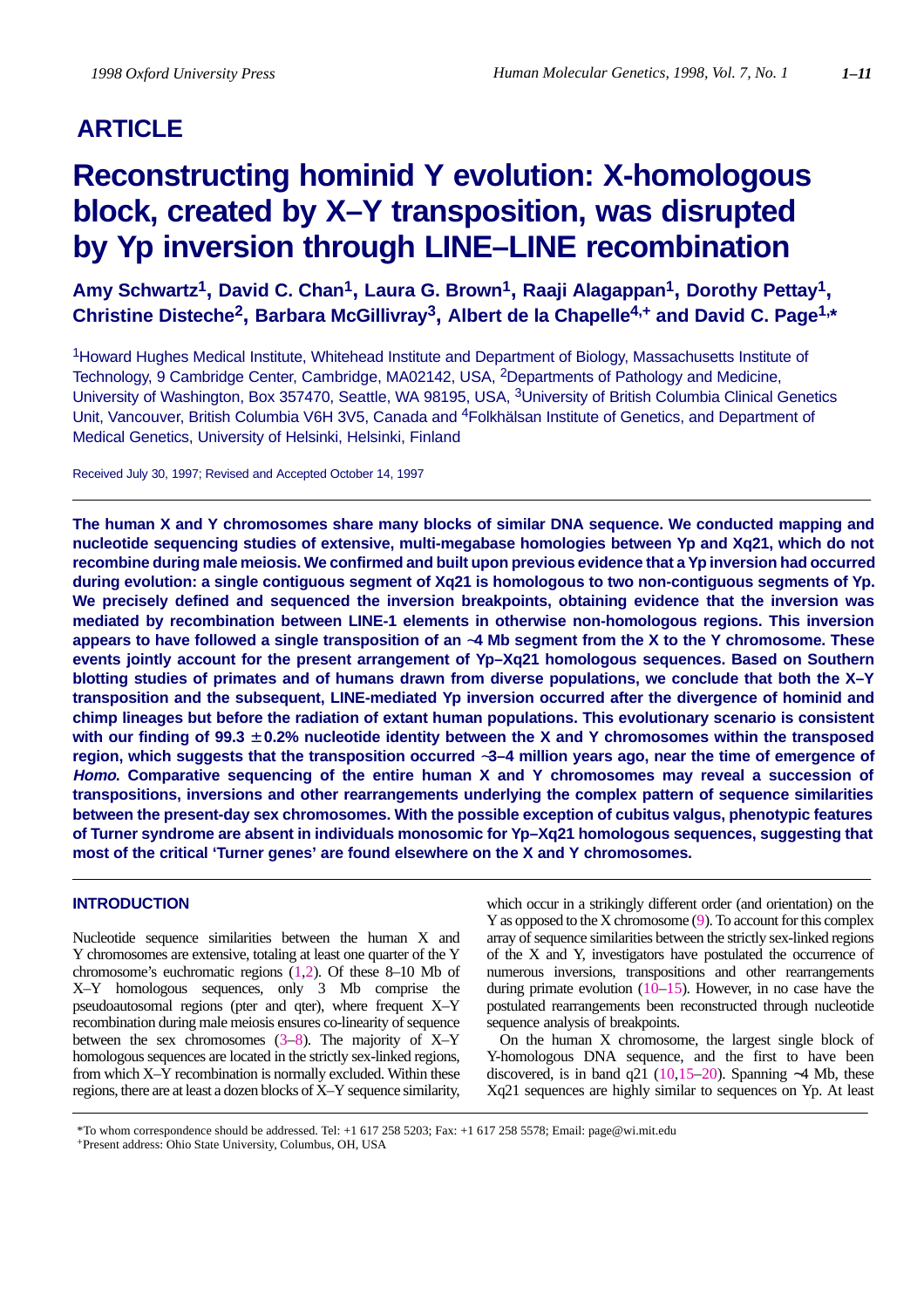ARTICLE

# Reconstructing hominid Y evolution: X-homologous block, created by X–Y transposition, was disrupted by Yp inversion through LINE–LINE recombination

**Amy Schwartz[1], David C. Chan[1], Laura G. Brown[1], Raaji Alagappan[1], Dorothy Pettay[1], Christine Disteche[2], Barbara McGillivray[3], Albert de la Chapelle[4,+] and David C. Page[1,*]**

[1]Howard Hughes Medical Institute, Whitehead Institute and Department of Biology, Massachusetts Institute of Technology, 9 Cambridge Center, Cambridge, MA02142, USA, [2]Departments of Pathology and Medicine, University of Washington, Box 357470, Seattle, WA 98195, USA, [3]University of British Columbia Clinical Genetics Unit, Vancouver, British Columbia V6H 3V5, Canada and [4]Folkhälsan Institute of Genetics, and Department of Medical Genetics, University of Helsinki, Helsinki, Finland

Received July 30, 1997; Revised and Accepted October 14, 1997

**The human X and Y chromosomes share many blocks of similar DNA sequence. We conducted mapping and nucleotide sequencing studies of extensive, multi-megabase homologies between Yp and Xq21, which do not recombine during male meiosis. We confirmed and built upon previous evidence that a Yp inversion had occurred during evolution: a single contiguous segment of Xq21 is homologous to two non-contiguous segments of Yp. We precisely defined and sequenced the inversion breakpoints, obtaining evidence that the inversion was mediated by recombination between LINE-1 elements in otherwise non-homologous regions. This inversion appears to have followed a single transposition of an ~4 Mb segment from the X to the Y chromosome. These events jointly account for the present arrangement of Yp–Xq21 homologous sequences. Based on Southern blotting studies of primates and of humans drawn from diverse populations, we conclude that both the X–Y transposition and the subsequent, LINE-mediated Yp inversion occurred after the divergence of hominid and chimp lineages but before the radiation of extant human populations. This evolutionary scenario is consistent with our finding of 99.3 ± 0.2% nucleotide identity between the X and Y chromosomes within the transposed region, which suggests that the transposition occurred ~3–4 million years ago, near the time of emergence of *Homo*. Comparative sequencing of the entire human X and Y chromosomes may reveal a succession of transpositions, inversions and other rearrangements underlying the complex pattern of sequence similarities between the present-day sex chromosomes. With the possible exception of cubitus valgus, phenotypic features of Turner syndrome are absent in individuals monosomic for Yp–Xq21 homologous sequences, suggesting that most of the critical 'Turner genes' are found elsewhere on the X and Y chromosomes.**

## INTRODUCTION

Nucleotide sequence similarities between the human X and Y chromosomes are extensive, totaling at least one quarter of the Y chromosome's euchromatic regions (1,2). Of these 8–10 Mb of X–Y homologous sequences, only 3 Mb comprise the pseudoautosomal regions (pter and qter), where frequent X–Y recombination during male meiosis ensures co-linearity of sequence between the sex chromosomes (3–8). The majority of X–Y homologous sequences are located in the strictly sex-linked regions, from which X–Y recombination is normally excluded. Within these regions, there are at least a dozen blocks of X–Y sequence similarity, which occur in a strikingly different order (and orientation) on the Y as opposed to the X chromosome (9). To account for this complex array of sequence similarities between the strictly sex-linked regions of the X and Y, investigators have postulated the occurrence of numerous inversions, transpositions and other rearrangements during primate evolution (10–15). However, in no case have the postulated rearrangements been reconstructed through nucleotide sequence analysis of breakpoints.

On the human X chromosome, the largest single block of Y-homologous DNA sequence, and the first to have been discovered, is in band q21 (10,15–20). Spanning ~4 Mb, these Xq21 sequences are highly similar to sequences on Yp. At least

*To whom correspondence should be addressed. Tel: +1 617 258 5203; Fax: +1 617 258 5578; Email: page@wi.mit.edu

+Present address: Ohio State University, Columbus, OH, USA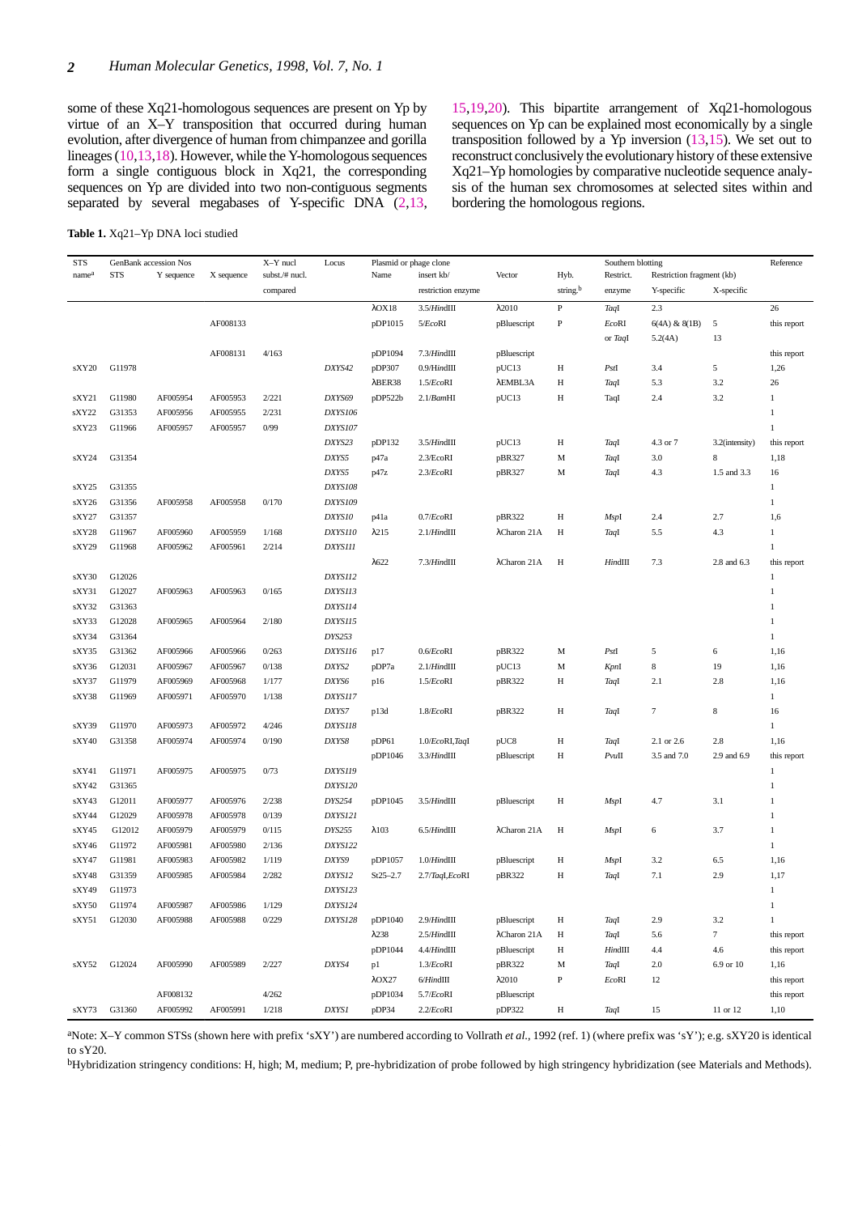some of these Xq21-homologous sequences are present on Yp by virtue of an X–Y transposition that occurred during human evolution, after divergence of human from chimpanzee and gorilla lineages (10,13,18). However, while the Y-homologous sequences form a single contiguous block in Xq21, the corresponding sequences on Yp are divided into two non-contiguous segments separated by several megabases of Y-specific DNA (2,13, 15,19,20). This bipartite arrangement of Xq21-homologous sequences on Yp can be explained most economically by a single transposition followed by a Yp inversion (13,15). We set out to reconstruct conclusively the evolutionary history of these extensive Xq21–Yp homologies by comparative nucleotide sequence analysis of the human sex chromosomes at selected sites within and bordering the homologous regions.

**Table 1.** Xq21–Yp DNA loci studied

| STS name[a] | GenBank accession Nos STS | Y sequence | X sequence | X–Y nucl subst./# nucl. compared | Locus | Plasmid or phage clone Name | insert kb/ restriction enzyme | Vector | Hyb. string.[b] | Southern blotting Restrict. enzyme | Restriction fragment (kb) Y-specific | X-specific | Reference |
|---|---|---|---|---|---|---|---|---|---|---|---|---|---|
| | | | | | | λOX18 | 3.5/*Hin*dIII | λ2010 | P | *Taq*I | 2.3 | | 26 |
| | | | AF008133 | | | pDP1015 | 5/*Eco*RI | pBluescript | P | *Eco*RI or *Taq*I | 6(4A) & 8(1B) 5.2(4A) | 5 13 | this report |
| | | | AF008131 | 4/163 | | pDP1094 | 7.3/*Hin*dIII | pBluescript | | | | | this report |
| sXY20 | G11978 | | | | *DXYS42* | pDP307 | 0.9/HindIII | pUC13 | H | *Pst*I | 3.4 | 5 | 1,26 |
| | | | | | | λBER38 | 1.5/*Eco*RI | λEMBL3A | H | *Taq*I | 5.3 | 3.2 | 26 |
| sXY21 | G11980 | AF005954 | AF005953 | 2/221 | *DXYS69* | pDP522b | 2.1/*Bam*HI | pUC13 | H | TaqI | 2.4 | 3.2 | 1 |
| sXY22 | G31353 | AF005956 | AF005955 | 2/231 | *DXYS106* | | | | | | | | 1 |
| sXY23 | G11966 | AF005957 | AF005957 | 0/99 | *DXYS107* | | | | | | | | 1 |
| | | | | | *DXYS23* | pDP132 | 3.5/*Hin*dIII | pUC13 | H | *Taq*I | 4.3 or 7 | 3.2(intensity) | this report |
| sXY24 | G31354 | | | | *DXYS5* | p47a | 2.3/EcoRI | pBR327 | M | *Taq*I | 3.0 | 8 | 1,18 |
| | | | | | *DXYS5* | p47z | 2.3/*Eco*RI | pBR327 | M | *Taq*I | 4.3 | 1.5 and 3.3 | 16 |
| sXY25 | G31355 | | | | *DXYS108* | | | | | | | | 1 |
| sXY26 | G31356 | AF005958 | AF005958 | 0/170 | *DXYS109* | | | | | | | | 1 |
| sXY27 | G31357 | | | | *DXYS10* | p41a | 0.7/*Eco*RI | pBR322 | H | *Msp*I | 2.4 | 2.7 | 1,6 |
| sXY28 | G11967 | AF005960 | AF005959 | 1/168 | *DXYS110* | λ215 | 2.1/*Hin*dIII | λCharon 21A | H | *Taq*I | 5.5 | 4.3 | 1 |
| sXY29 | G11968 | AF005962 | AF005961 | 2/214 | *DXYS111* | | | | | | | | 1 |
| | | | | | | λ622 | 7.3/*Hin*dIII | λCharon 21A | H | *Hin*dIII | 7.3 | 2.8 and 6.3 | this report |
| sXY30 | G12026 | | | | *DXYS112* | | | | | | | | 1 |
| sXY31 | G12027 | AF005963 | AF005963 | 0/165 | *DXYS113* | | | | | | | | 1 |
| sXY32 | G31363 | | | | *DXYS114* | | | | | | | | 1 |
| sXY33 | G12028 | AF005965 | AF005964 | 2/180 | *DXYS115* | | | | | | | | 1 |
| sXY34 | G31364 | | | | *DYS253* | | | | | | | | 1 |
| sXY35 | G31362 | AF005966 | AF005966 | 0/263 | *DXYS116* | p17 | 0.6/*Eco*RI | pBR322 | M | *Pst*I | 5 | 6 | 1,16 |
| sXY36 | G12031 | AF005967 | AF005967 | 0/138 | *DXYS2* | pDP7a | 2.1/*Hin*dIII | pUC13 | M | *Kpn*I | 8 | 19 | 1,16 |
| sXY37 | G11979 | AF005969 | AF005968 | 1/177 | *DXYS6* | p16 | 1.5/*Eco*RI | pBR322 | H | *Taq*I | 2.1 | 2.8 | 1,16 |
| sXY38 | G11969 | AF005971 | AF005970 | 1/138 | *DXYS117* | | | | | | | | 1 |
| | | | | | *DXYS7* | p13d | 1.8/*Eco*RI | pBR322 | H | *Taq*I | 7 | 8 | 16 |
| sXY39 | G11970 | AF005973 | AF005972 | 4/246 | *DXYS118* | | | | | | | | 1 |
| sXY40 | G31358 | AF005974 | AF005974 | 0/190 | *DXYS8* | pDP61 | 1.0/*Eco*RI,*Taq*I | pUC8 | H | *Taq*I | 2.1 or 2.6 | 2.8 | 1,16 |
| | | | | | | pDP1046 | 3.3/*Hin*dIII | pBluescript | H | *Pvu*II | 3.5 and 7.0 | 2.9 and 6.9 | this report |
| sXY41 | G11971 | AF005975 | AF005975 | 0/73 | *DXYS119* | | | | | | | | 1 |
| sXY42 | G31365 | | | | *DXYS120* | | | | | | | | 1 |
| sXY43 | G12011 | AF005977 | AF005976 | 2/238 | *DYS254* | pDP1045 | 3.5/*Hin*dIII | pBluescript | H | *Msp*I | 4.7 | 3.1 | 1 |
| sXY44 | G12029 | AF005978 | AF005978 | 0/139 | *DXYS121* | | | | | | | | 1 |
| sXY45 | G12012 | AF005979 | AF005979 | 0/115 | *DYS255* | λ103 | 6.5/*Hin*dIII | λCharon 21A | H | *Msp*I | 6 | 3.7 | 1 |
| sXY46 | G11972 | AF005981 | AF005980 | 2/136 | *DXYS122* | | | | | | | | 1 |
| sXY47 | G11981 | AF005983 | AF005982 | 1/119 | *DXYS9* | pDP1057 | 1.0/*Hin*dIII | pBluescript | H | *Msp*I | 3.2 | 6.5 | 1,16 |
| sXY48 | G31359 | AF005985 | AF005984 | 2/282 | *DXYS12* | St25–2.7 | 2.7/*Taq*I,*Eco*RI | pBR322 | H | *Taq*I | 7.1 | 2.9 | 1,17 |
| sXY49 | G11973 | | | | *DXYS123* | | | | | | | | 1 |
| sXY50 | G11974 | AF005987 | AF005986 | 1/129 | *DXYS124* | | | | | | | | 1 |
| sXY51 | G12030 | AF005988 | AF005988 | 0/229 | *DXYS128* | pDP1040 | 2.9/*Hin*dIII | pBluescript | H | *Taq*I | 2.9 | 3.2 | 1 |
| | | | | | | λ238 | 2.5/*Hin*dIII | λCharon 21A | H | *Taq*I | 5.6 | 7 | this report |
| | | | | | | pDP1044 | 4.4/*Hin*dIII | pBluescript | H | *Hin*dIII | 4.4 | 4.6 | this report |
| sXY52 | G12024 | AF005990 | AF005989 | 2/227 | *DXYS4* | p1 | 1.3/*Eco*RI | pBR322 | M | *Taq*I | 2.0 | 6.9 or 10 | 1,16 |
| | | | | | | λOX27 | 6/*Hin*dIII | λ2010 | P | *Eco*RI | 12 | | this report |
| | | AF008132 | | 4/262 | | pDP1034 | 5.7/*Eco*RI | pBluescript | | | | | this report |
| sXY73 | G31360 | AF005992 | AF005991 | 1/218 | *DXYS1* | pDP34 | 2.2/*Eco*RI | pDP322 | H | *Taq*I | 15 | 11 or 12 | 1,10 |

[a]Note: X–Y common STSs (shown here with prefix 'sXY') are numbered according to Vollrath *et al.*, 1992 (ref. 1) (where prefix was 'sY'); e.g. sXY20 is identical to sY20.

[b]Hybridization stringency conditions: H, high; M, medium; P, pre-hybridization of probe followed by high stringency hybridization (see Materials and Methods).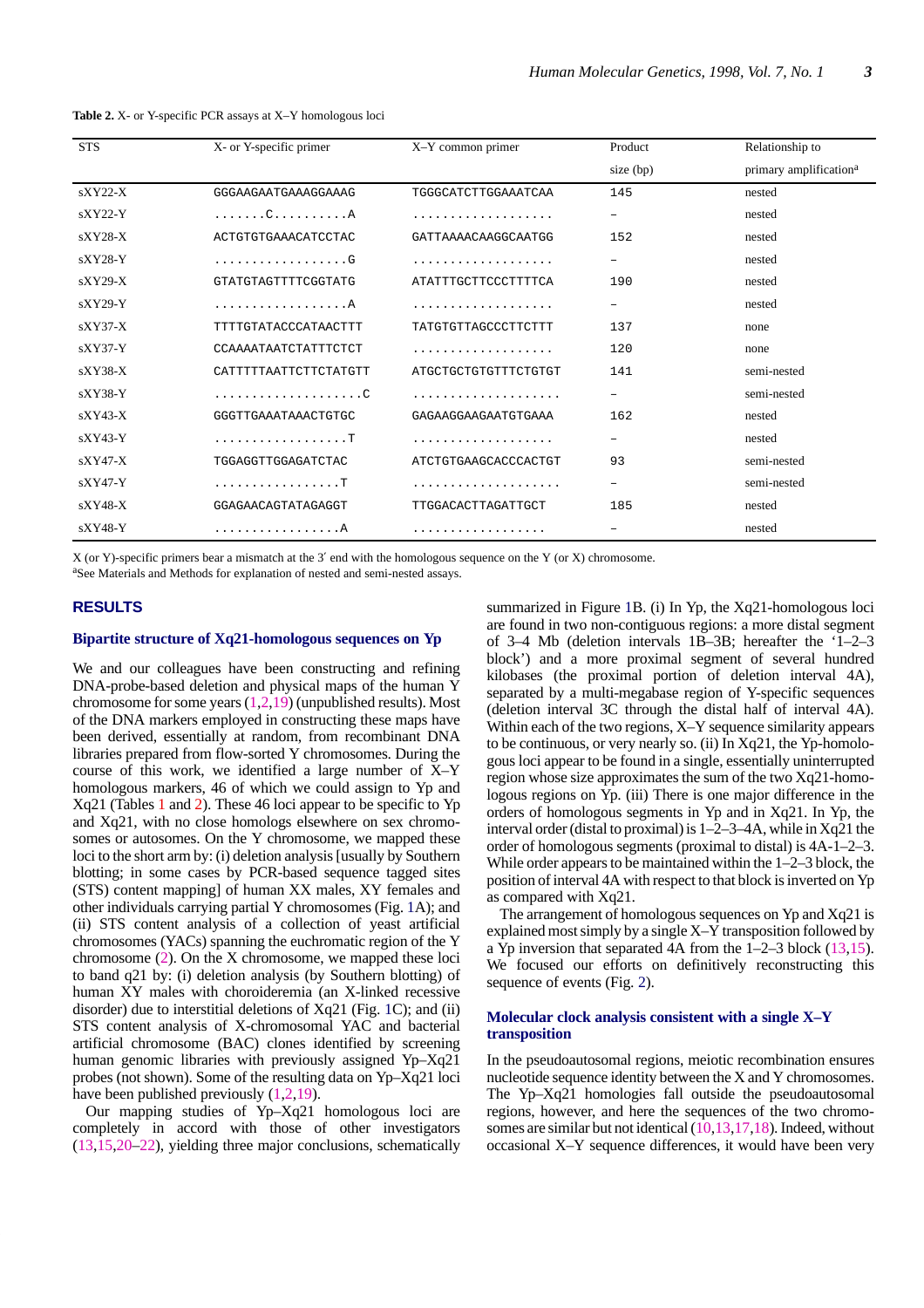**Table 2.** X- or Y-specific PCR assays at X–Y homologous loci

| STS | X- or Y-specific primer | X–Y common primer | Product size (bp) | Relationship to primary amplification[a] |
|---|---|---|---|---|
| sXY22-X | GGGAAGAATGAAAGGAAAG | TGGGCATCTTGGAAATCAA | 145 | nested |
| sXY22-Y | .......C..........A | ................... | – | nested |
| sXY28-X | ACTGTGTGAAACATCCTAC | GATTAAAACAAGGCAATGG | 152 | nested |
| sXY28-Y | ..................G | ................... | – | nested |
| sXY29-X | GTATGTAGTTTTCGGTATG | ATATTTGCTTCCCTTTTCA | 190 | nested |
| sXY29-Y | ..................A | ................... | – | nested |
| sXY37-X | TTTTGTATACCCATAACTTT | TATGTGTTAGCCCTTCTTT | 137 | none |
| sXY37-Y | CCAAAATAATCTATTTCTCT | ................... | 120 | none |
| sXY38-X | CATTTTTAATTCTTCTATGTT | ATGCTGCTGTTTTCTGTGT | 141 | semi-nested |
| sXY38-Y | ....................C | ................... | – | semi-nested |
| sXY43-X | GGGTTGAAATAAACTGTGC | GAGAAGGAAGAATGTGAAA | 162 | nested |
| sXY43-Y | ..................T | ................... | – | nested |
| sXY47-X | TGGAGGTTGGAGATCTAC | ATCTGTGAAGCACCCACTGT | 93 | semi-nested |
| sXY47-Y | .................T | .................... | – | semi-nested |
| sXY48-X | GGAGAACAGTATAGAGGT | TTGGACACTTAGATTGCT | 185 | nested |
| sXY48-Y | .................A | .................. | – | nested |

X (or Y)-specific primers bear a mismatch at the 3′ end with the homologous sequence on the Y (or X) chromosome.
[a]See Materials and Methods for explanation of nested and semi-nested assays.

## RESULTS

### Bipartite structure of Xq21-homologous sequences on Yp

We and our colleagues have been constructing and refining DNA-probe-based deletion and physical maps of the human Y chromosome for some years (1,2,19) (unpublished results). Most of the DNA markers employed in constructing these maps have been derived, essentially at random, from recombinant DNA libraries prepared from flow-sorted Y chromosomes. During the course of this work, we identified a large number of X–Y homologous markers, 46 of which we could assign to Yp and Xq21 (Tables 1 and 2). These 46 loci appear to be specific to Yp and Xq21, with no close homologs elsewhere on sex chromosomes or autosomes. On the Y chromosome, we mapped these loci to the short arm by: (i) deletion analysis [usually by Southern blotting; in some cases by PCR-based sequence tagged sites (STS) content mapping] of human XX males, XY females and other individuals carrying partial Y chromosomes (Fig. 1A); and (ii) STS content analysis of a collection of yeast artificial chromosomes (YACs) spanning the euchromatic region of the Y chromosome (2). On the X chromosome, we mapped these loci to band q21 by: (i) deletion analysis (by Southern blotting) of human XY males with choroideremia (an X-linked recessive disorder) due to interstitial deletions of Xq21 (Fig. 1C); and (ii) STS content analysis of X-chromosomal YAC and bacterial artificial chromosome (BAC) clones identified by screening human genomic libraries with previously assigned Yp–Xq21 probes (not shown). Some of the resulting data on Yp–Xq21 loci have been published previously (1,2,19).

Our mapping studies of Yp–Xq21 homologous loci are completely in accord with those of other investigators (13,15,20–22), yielding three major conclusions, schematically summarized in Figure 1B. (i) In Yp, the Xq21-homologous loci are found in two non-contiguous regions: a more distal segment of 3–4 Mb (deletion intervals 1B–3B; hereafter the '1–2–3 block') and a more proximal segment of several hundred kilobases (the proximal portion of deletion interval 4A), separated by a multi-megabase region of Y-specific sequences (deletion interval 3C through the distal half of interval 4A). Within each of the two regions, X–Y sequence similarity appears to be continuous, or very nearly so. (ii) In Xq21, the Yp-homologous loci appear to be found in a single, essentially uninterrupted region whose size approximates the sum of the two Xq21-homologous regions on Yp. (iii) There is one major difference in the orders of homologous segments in Yp and in Xq21. In Yp, the interval order (distal to proximal) is 1–2–3–4A, while in Xq21 the order of homologous segments (proximal to distal) is 4A-1–2–3. While order appears to be maintained within the 1–2–3 block, the position of interval 4A with respect to that block is inverted on Yp as compared with Xq21.

The arrangement of homologous sequences on Yp and Xq21 is explained most simply by a single X–Y transposition followed by a Yp inversion that separated 4A from the 1–2–3 block (13,15). We focused our efforts on definitively reconstructing this sequence of events (Fig. 2).

### Molecular clock analysis consistent with a single X–Y transposition

In the pseudoautosomal regions, meiotic recombination ensures nucleotide sequence identity between the X and Y chromosomes. The Yp–Xq21 homologies fall outside the pseudoautosomal regions, however, and here the sequences of the two chromosomes are similar but not identical (10,13,17,18). Indeed, without occasional X–Y sequence differences, it would have been very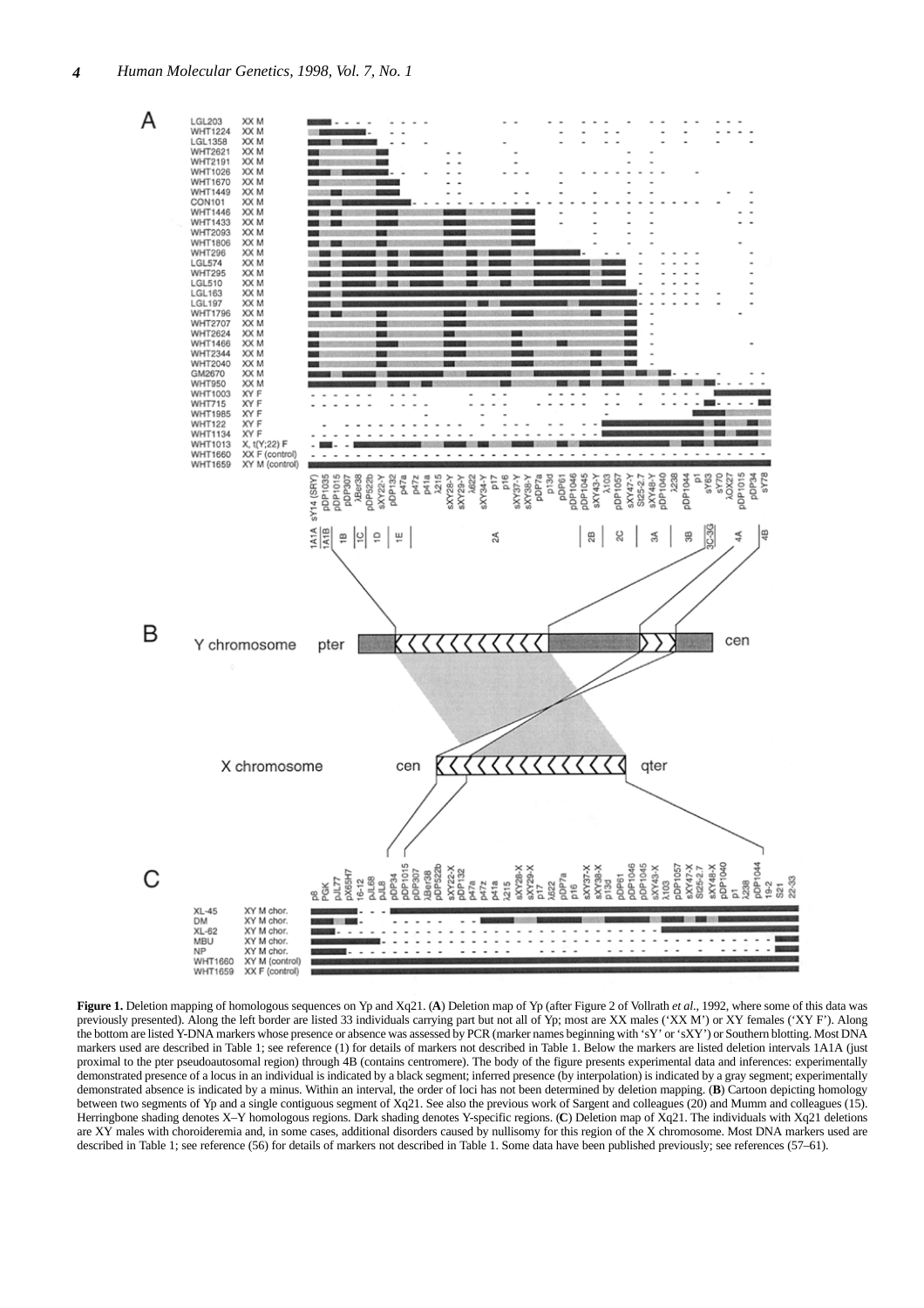**Figure 1.** Deletion mapping of homologous sequences on Yp and Xq21. (**A**) Deletion map of Yp (after Figure 2 of Vollrath *et al*., 1992, where some of this data was previously presented). Along the left border are listed 33 individuals carrying part but not all of Yp; most are XX males ('XX M') or XY females ('XY F'). Along the bottom are listed Y-DNA markers whose presence or absence was assessed by PCR (marker names beginning with 'sY' or 'sXY') or Southern blotting. Most DNA markers used are described in Table 1; see reference (1) for details of markers not described in Table 1. Below the markers are listed deletion intervals 1A1A (just proximal to the pter pseudoautosomal region) through 4B (contains centromere). The body of the figure presents experimental data and inferences: experimentally demonstrated presence of a locus in an individual is indicated by a black segment; inferred presence (by interpolation) is indicated by a gray segment; experimentally demonstrated absence is indicated by a minus. Within an interval, the order of loci has not been determined by deletion mapping. (**B**) Cartoon depicting homology between two segments of Yp and a single contiguous segment of Xq21. See also the previous work of Sargent and colleagues (20) and Mumm and colleagues (15). Herringbone shading denotes X–Y homologous regions. Dark shading denotes Y-specific regions. (**C**) Deletion map of Xq21. The individuals with Xq21 deletions are XY males with choroideremia and, in some cases, additional disorders caused by nullisomy for this region of the X chromosome. Most DNA markers used are described in Table 1; see reference (56) for details of markers not described in Table 1. Some data have been published previously; see references (57–61).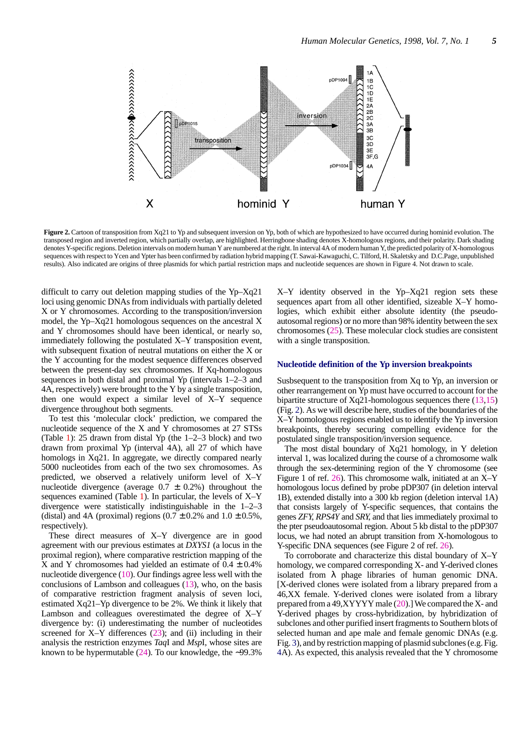**Figure 2.** Cartoon of transposition from Xq21 to Yp and subsequent inversion on Yp, both of which are hypothesized to have occurred during hominid evolution. The transposed region and inverted region, which partially overlap, are highlighted. Herringbone shading denotes X-homologous regions, and their polarity. Dark shading denotes Y-specific regions. Deletion intervals on modern human Y are numbered at the right. In interval 4A of modern human Y, the predicted polarity of X-homologous sequences with respect to Ycen and Ypter has been confirmed by radiation hybrid mapping (T. Sawai-Kawaguchi, C. Tilford, H. Skaletsky and D.C.Page, unpublished results). Also indicated are origins of three plasmids for which partial restriction maps and nucleotide sequences are shown in Figure 4. Not drawn to scale.

difficult to carry out deletion mapping studies of the Yp–Xq21 loci using genomic DNAs from individuals with partially deleted X or Y chromosomes. According to the transposition/inversion model, the Yp–Xq21 homologous sequences on the ancestral X and Y chromosomes should have been identical, or nearly so, immediately following the postulated X–Y transposition event, with subsequent fixation of neutral mutations on either the X or the Y accounting for the modest sequence differences observed between the present-day sex chromosomes. If Xq-homologous sequences in both distal and proximal Yp (intervals 1–2–3 and 4A, respectively) were brought to the Y by a single transposition, then one would expect a similar level of X–Y sequence divergence throughout both segments.

To test this 'molecular clock' prediction, we compared the nucleotide sequence of the X and Y chromosomes at 27 STSs (Table 1): 25 drawn from distal Yp (the 1–2–3 block) and two drawn from proximal Yp (interval 4A), all 27 of which have homologs in Xq21. In aggregate, we directly compared nearly 5000 nucleotides from each of the two sex chromosomes. As predicted, we observed a relatively uniform level of X–Y nucleotide divergence (average 0.7 ± 0.2%) throughout the sequences examined (Table 1). In particular, the levels of X–Y divergence were statistically indistinguishable in the 1–2–3 (distal) and 4A (proximal) regions (0.7 ± 0.2% and 1.0 ± 0.5%, respectively).

These direct measures of X–Y divergence are in good agreement with our previous estimates at *DXYS1* (a locus in the proximal region), where comparative restriction mapping of the X and Y chromosomes had yielded an estimate of 0.4 ± 0.4% nucleotide divergence (10). Our findings agree less well with the conclusions of Lambson and colleagues (13), who, on the basis of comparative restriction fragment analysis of seven loci, estimated Xq21–Yp divergence to be 2%. We think it likely that Lambson and colleagues overestimated the degree of X–Y divergence by: (i) underestimating the number of nucleotides screened for X–Y differences (23); and (ii) including in their analysis the restriction enzymes *Taq*I and *Msp*I, whose sites are known to be hypermutable (24). To our knowledge, the ~99.3% X–Y identity observed in the Yp–Xq21 region sets these sequences apart from all other identified, sizeable X–Y homologies, which exhibit either absolute identity (the pseudoautosomal regions) or no more than 98% identity between the sex chromosomes (25). These molecular clock studies are consistent with a single transposition.

### Nucleotide definition of the Yp inversion breakpoints

Susbsequent to the transposition from Xq to Yp, an inversion or other rearrangement on Yp must have occurred to account for the bipartite structure of Xq21-homologous sequences there (13,15) (Fig. 2). As we will describe here, studies of the boundaries of the X–Y homologous regions enabled us to identify the Yp inversion breakpoints, thereby securing compelling evidence for the postulated single transposition/inversion sequence.

The most distal boundary of Xq21 homology, in Y deletion interval 1, was localized during the course of a chromosome walk through the sex-determining region of the Y chromosome (see Figure 1 of ref. 26). This chromosome walk, initiated at an X–Y homologous locus defined by probe pDP307 (in deletion interval 1B), extended distally into a 300 kb region (deletion interval 1A) that consists largely of Y-specific sequences, that contains the genes *ZFY, RPS4Y* and *SRY,* and that lies immediately proximal to the pter pseudoautosomal region. About 5 kb distal to the pDP307 locus, we had noted an abrupt transition from X-homologous to Y-specific DNA sequences (see Figure 2 of ref. 26).

To corroborate and characterize this distal boundary of X–Y homology, we compared corresponding X- and Y-derived clones isolated from λ phage libraries of human genomic DNA. [X-derived clones were isolated from a library prepared from a 46,XX female. Y-derived clones were isolated from a library prepared from a 49,XYYYY male (20).] We compared the X- and Y-derived phages by cross-hybridization, by hybridization of subclones and other purified insert fragments to Southern blots of selected human and ape male and female genomic DNAs (e.g. Fig. 3), and by restriction mapping of plasmid subclones (e.g. Fig. 4A). As expected, this analysis revealed that the Y chromosome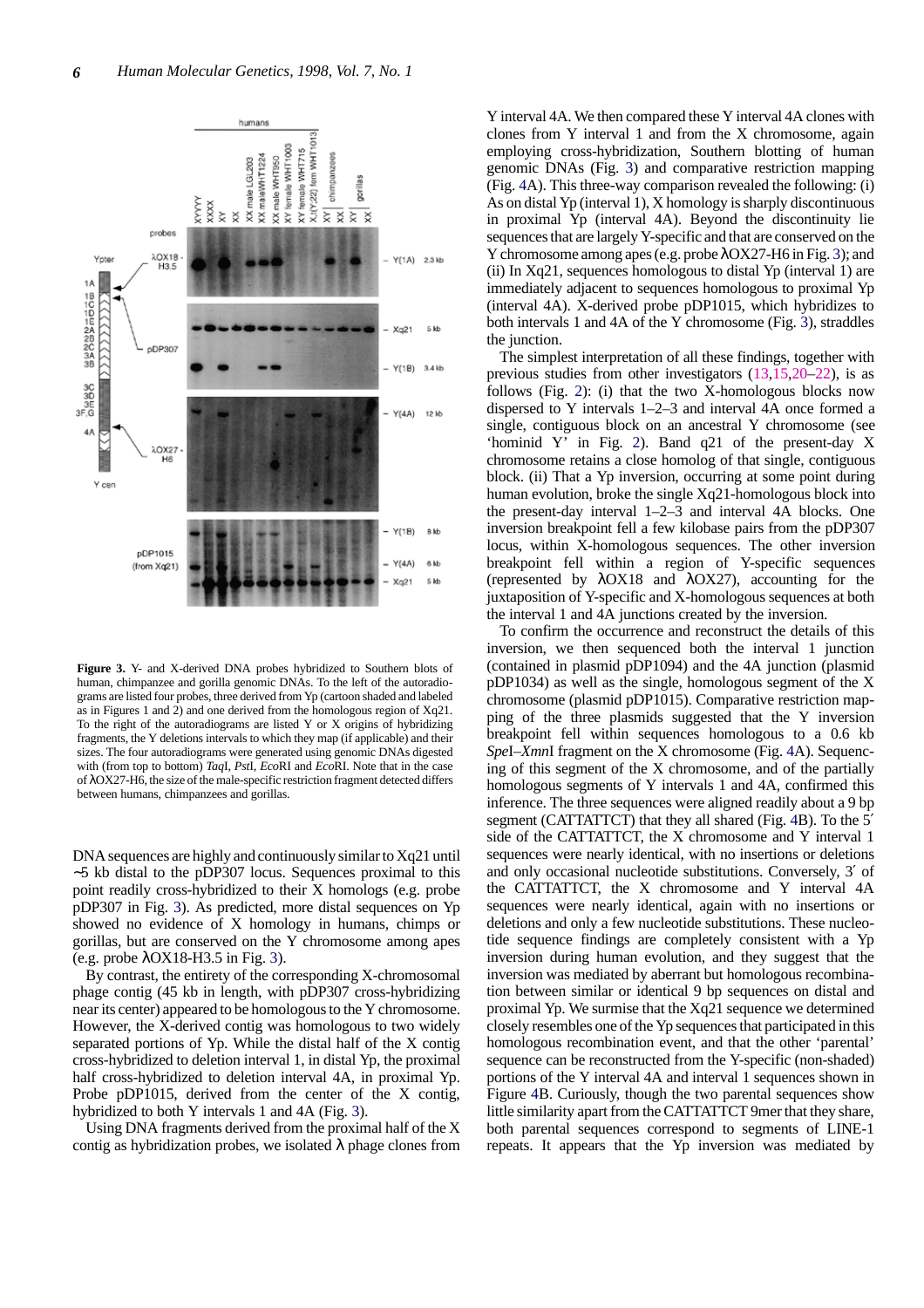**Figure 3.** Y- and X-derived DNA probes hybridized to Southern blots of human, chimpanzee and gorilla genomic DNAs. To the left of the autoradiograms are listed four probes, three derived from Yp (cartoon shaded and labeled as in Figures 1 and 2) and one derived from the homologous region of Xq21. To the right of the autoradiograms are listed Y or X origins of hybridizing fragments, the Y deletions intervals to which they map (if applicable) and their sizes. The four autoradiograms were generated using genomic DNAs digested with (from top to bottom) *Taq*I, *Pst*I, *Eco*RI and *Eco*RI. Note that in the case of λOX27-H6, the size of the male-specific restriction fragment detected differs between humans, chimpanzees and gorillas.

DNA sequences are highly and continuously similar to Xq21 until ~5 kb distal to the pDP307 locus. Sequences proximal to this point readily cross-hybridized to their X homologs (e.g. probe pDP307 in Fig. 3). As predicted, more distal sequences on Yp showed no evidence of X homology in humans, chimps or gorillas, but are conserved on the Y chromosome among apes (e.g. probe λOX18-H3.5 in Fig. 3).

By contrast, the entirety of the corresponding X-chromosomal phage contig (45 kb in length, with pDP307 cross-hybridizing near its center) appeared to be homologous to the Y chromosome. However, the X-derived contig was homologous to two widely separated portions of Yp. While the distal half of the X contig cross-hybridized to deletion interval 1, in distal Yp, the proximal half cross-hybridized to deletion interval 4A, in proximal Yp. Probe pDP1015, derived from the center of the X contig, hybridized to both Y intervals 1 and 4A (Fig. 3).

Using DNA fragments derived from the proximal half of the X contig as hybridization probes, we isolated λ phage clones from Y interval 4A. We then compared these Y interval 4A clones with clones from Y interval 1 and from the X chromosome, again employing cross-hybridization, Southern blotting of human genomic DNAs (Fig. 3) and comparative restriction mapping (Fig. 4A). This three-way comparison revealed the following: (i) As on distal Yp (interval 1), X homology is sharply discontinuous in proximal Yp (interval 4A). Beyond the discontinuity lie sequences that are largely Y-specific and that are conserved on the Y chromosome among apes (e.g. probe λOX27-H6 in Fig. 3); and (ii) In Xq21, sequences homologous to distal Yp (interval 1) are immediately adjacent to sequences homologous to proximal Yp (interval 4A). X-derived probe pDP1015, which hybridizes to both intervals 1 and 4A of the Y chromosome (Fig. 3), straddles the junction.

The simplest interpretation of all these findings, together with previous studies from other investigators (13,15,20–22), is as follows (Fig. 2): (i) that the two X-homologous blocks now dispersed to Y intervals 1–2–3 and interval 4A once formed a single, contiguous block on an ancestral Y chromosome (see 'hominid Y' in Fig. 2). Band q21 of the present-day X chromosome retains a close homolog of that single, contiguous block. (ii) That a Yp inversion, occurring at some point during human evolution, broke the single Xq21-homologous block into the present-day interval 1–2–3 and interval 4A blocks. One inversion breakpoint fell a few kilobase pairs from the pDP307 locus, within X-homologous sequences. The other inversion breakpoint fell within a region of Y-specific sequences (represented by λOX18 and λOX27), accounting for the juxtaposition of Y-specific and X-homologous sequences at both the interval 1 and 4A junctions created by the inversion.

To confirm the occurrence and reconstruct the details of this inversion, we then sequenced both the interval 1 junction (contained in plasmid pDP1094) and the 4A junction (plasmid pDP1034) as well as the single, homologous segment of the X chromosome (plasmid pDP1015). Comparative restriction mapping of the three plasmids suggested that the Y inversion breakpoint fell within sequences homologous to a 0.6 kb *Spe*I–*Xmn*I fragment on the X chromosome (Fig. 4A). Sequencing of this segment of the X chromosome, and of the partially homologous segments of Y intervals 1 and 4A, confirmed this inference. The three sequences were aligned readily about a 9 bp segment (CATTATTCT) that they all shared (Fig. 4B). To the 5′ side of the CATTATTCT, the X chromosome and Y interval 1 sequences were nearly identical, with no insertions or deletions and only occasional nucleotide substitutions. Conversely, 3′ of the CATTATTCT, the X chromosome and Y interval 4A sequences were nearly identical, again with no insertions or deletions and only a few nucleotide substitutions. These nucleotide sequence findings are completely consistent with a Yp inversion during human evolution, and they suggest that the inversion was mediated by aberrant but homologous recombination between similar or identical 9 bp sequences on distal and proximal Yp. We surmise that the Xq21 sequence we determined closely resembles one of the Yp sequences that participated in this homologous recombination event, and that the other 'parental' sequence can be reconstructed from the Y-specific (non-shaded) portions of the Y interval 4A and interval 1 sequences shown in Figure 4B. Curiously, though the two parental sequences show little similarity apart from the CATTATTCT 9mer that they share, both parental sequences correspond to segments of LINE-1 repeats. It appears that the Yp inversion was mediated by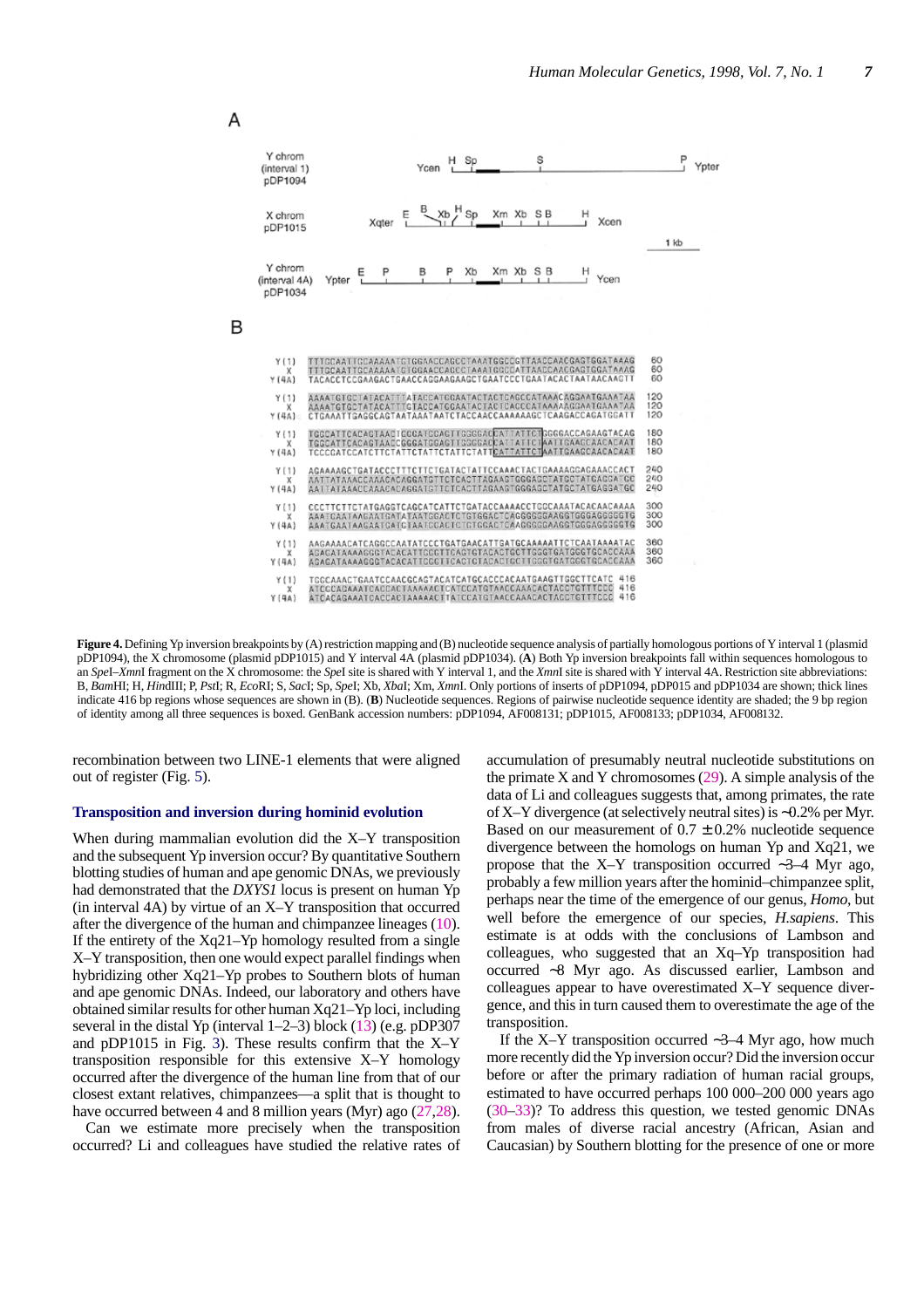**Figure 4.** Defining Yp inversion breakpoints by (A) restriction mapping and (B) nucleotide sequence analysis of partially homologous portions of Y interval 1 (plasmid pDP1094), the X chromosome (plasmid pDP1015) and Y interval 4A (plasmid pDP1034). (**A**) Both Yp inversion breakpoints fall within sequences homologous to an *Spe*I–*Xmn*I fragment on the X chromosome: the *Spe*I site is shared with Y interval 1, and the *Xmn*I site is shared with Y interval 4A. Restriction site abbreviations: B, *Bam*HI; H, *Hin*dIII; P, *Pst*I; R, *Eco*RI; S, *Sac*I; Sp, *Spe*I; Xb, *Xba*I; Xm, *Xmn*I. Only portions of inserts of pDP1094, pDP015 and pDP1034 are shown; thick lines indicate 416 bp regions whose sequences are shown in (B). (**B**) Nucleotide sequences. Regions of pairwise nucleotide sequence identity are shaded; the 9 bp region of identity among all three sequences is boxed. GenBank accession numbers: pDP1094, AF008131; pDP1015, AF008133; pDP1034, AF008132.

recombination between two LINE-1 elements that were aligned out of register (Fig. 5).

### Transposition and inversion during hominid evolution

When during mammalian evolution did the X–Y transposition and the subsequent Yp inversion occur? By quantitative Southern blotting studies of human and ape genomic DNAs, we previously had demonstrated that the *DXYS1* locus is present on human Yp (in interval 4A) by virtue of an X–Y transposition that occurred after the divergence of the human and chimpanzee lineages (10). If the entirety of the Xq21–Yp homology resulted from a single X–Y transposition, then one would expect parallel findings when hybridizing other Xq21–Yp probes to Southern blots of human and ape genomic DNAs. Indeed, our laboratory and others have obtained similar results for other human Xq21–Yp loci, including several in the distal Yp (interval 1–2–3) block (13) (e.g. pDP307 and pDP1015 in Fig. 3). These results confirm that the X–Y transposition responsible for this extensive X–Y homology occurred after the divergence of the human line from that of our closest extant relatives, chimpanzees—a split that is thought to have occurred between 4 and 8 million years (Myr) ago (27,28).

Can we estimate more precisely when the transposition occurred? Li and colleagues have studied the relative rates of accumulation of presumably neutral nucleotide substitutions on the primate X and Y chromosomes (29). A simple analysis of the data of Li and colleagues suggests that, among primates, the rate of X–Y divergence (at selectively neutral sites) is ~0.2% per Myr. Based on our measurement of 0.7 ± 0.2% nucleotide sequence divergence between the homologs on human Yp and Xq21, we propose that the X–Y transposition occurred ~3–4 Myr ago, probably a few million years after the hominid–chimpanzee split, perhaps near the time of the emergence of our genus, *Homo*, but well before the emergence of our species, *H.sapiens*. This estimate is at odds with the conclusions of Lambson and colleauges, who suggested that an Xq–Yp transposition had occurred ~8 Myr ago. As discussed earlier, Lambson and colleagues appear to have overestimated X–Y sequence divergence, and this in turn caused them to overestimate the age of the transposition.

If the X–Y transposition occurred ~3–4 Myr ago, how much more recently did the Yp inversion occur? Did the inversion occur before or after the primary radiation of human racial groups, estimated to have occurred perhaps 100 000–200 000 years ago (30–33)? To address this question, we tested genomic DNAs from males of diverse racial ancestry (African, Asian and Caucasian) by Southern blotting for the presence of one or more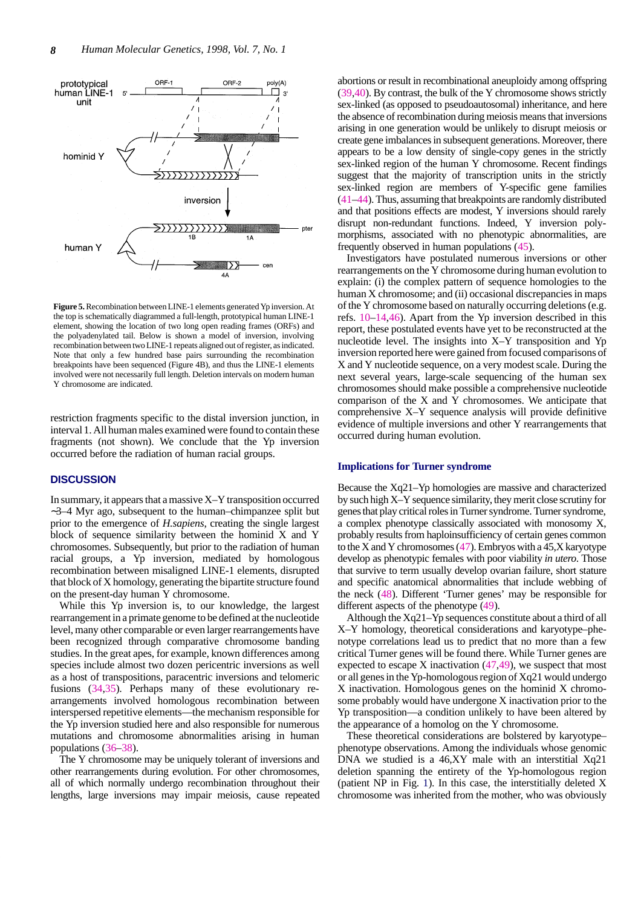**Figure 5.** Recombination between LINE-1 elements generated Yp inversion. At the top is schematically diagrammed a full-length, prototypical human LINE-1 element, showing the location of two long open reading frames (ORFs) and the polyadenylated tail. Below is shown a model of inversion, involving recombination between two LINE-1 repeats aligned out of register, as indicated. Note that only a few hundred base pairs surrounding the recombination breakpoints have been sequenced (Figure 4B), and thus the LINE-1 elements involved were not necessarily full length. Deletion intervals on modern human Y chromosome are indicated.

restriction fragments specific to the distal inversion junction, in interval 1. All human males examined were found to contain these fragments (not shown). We conclude that the Yp inversion occurred before the radiation of human racial groups.

## DISCUSSION

In summary, it appears that a massive X–Y transposition occurred ~3–4 Myr ago, subsequent to the human–chimpanzee split but prior to the emergence of *H.sapiens*, creating the single largest block of sequence similarity between the hominid X and Y chromosomes. Subsequently, but prior to the radiation of human racial groups, a Yp inversion, mediated by homologous recombination between misaligned LINE-1 elements, disrupted that block of X homology, generating the bipartite structure found on the present-day human Y chromosome.

While this Yp inversion is, to our knowledge, the largest rearrangement in a primate genome to be defined at the nucleotide level, many other comparable or even larger rearrangements have been recognized through comparative chromosome banding studies. In the great apes, for example, known differences among species include almost two dozen pericentric inversions as well as a host of transpositions, paracentric inversions and telomeric fusions (34,35). Perhaps many of these evolutionary rearrangements involved homologous recombination between interspersed repetitive elements—the mechanism responsible for the Yp inversion studied here and also responsible for numerous mutations and chromosome abnormalities arising in human populations (36–38).

The Y chromosome may be uniquely tolerant of inversions and other rearrangements during evolution. For other chromosomes, all of which normally undergo recombination throughout their lengths, large inversions may impair meiosis, cause repeated abortions or result in recombinational aneuploidy among offspring (39,40). By contrast, the bulk of the Y chromosome shows strictly sex-linked (as opposed to pseudoautosomal) inheritance, and here the absence of recombination during meiosis means that inversions arising in one generation would be unlikely to disrupt meiosis or create gene imbalances in subsequent generations. Moreover, there appears to be a low density of single-copy genes in the strictly sex-linked region of the human Y chromosome. Recent findings suggest that the majority of transcription units in the strictly sex-linked region are members of Y-specific gene families (41–44). Thus, assuming that breakpoints are randomly distributed and that positions effects are modest, Y inversions should rarely disrupt non-redundant functions. Indeed, Y inversion polymorphisms, associated with no phenotypic abnormalities, are frequently observed in human populations (45).

Investigators have postulated numerous inversions or other rearrangements on the Y chromosome during human evolution to explain: (i) the complex pattern of sequence homologies to the human X chromosome; and (ii) occasional discrepancies in maps of the Y chromosome based on naturally occurring deletions (e.g. refs. 10–14,46). Apart from the Yp inversion described in this report, these postulated events have yet to be reconstructed at the nucleotide level. The insights into X–Y transposition and Yp inversion reported here were gained from focused comparisons of X and Y nucleotide sequence, on a very modest scale. During the next several years, large-scale sequencing of the human sex chromosomes should make possible a comprehensive nucleotide comparison of the X and Y chromosomes. We anticipate that comprehensive X–Y sequence analysis will provide definitive evidence of multiple inversions and other Y rearrangements that occurred during human evolution.

### Implications for Turner syndrome

Because the Xq21–Yp homologies are massive and characterized by such high X–Y sequence similarity, they merit close scrutiny for genes that play critical roles in Turner syndrome. Turner syndrome, a complex phenotype classically associated with monosomy X, probably results from haploinsufficiency of certain genes common to the X and Y chromosomes (47). Embryos with a 45,X karyotype develop as phenotypic females with poor viability *in utero*. Those that survive to term usually develop ovarian failure, short stature and specific anatomical abnormalities that include webbing of the neck (48). Different 'Turner genes' may be responsible for different aspects of the phenotype (49).

Although the Xq21–Yp sequences constitute about a third of all X–Y homology, theoretical considerations and karyotype–phenotype correlations lead us to predict that no more than a few critical Turner genes will be found there. While Turner genes are expected to escape X inactivation (47,49), we suspect that most or all genes in the Yp-homologous region of Xq21 would undergo X inactivation. Homologous genes on the hominid X chromosome probably would have undergone X inactivation prior to the Yp transposition—a condition unlikely to have been altered by the appearance of a homolog on the Y chromosome.

These theoretical considerations are bolstered by karyotype–phenotype observations. Among the individuals whose genomic DNA we studied is a 46,XY male with an interstitial Xq21 deletion spanning the entirety of the Yp-homologous region (patient NP in Fig. 1). In this case, the interstitially deleted X chromosome was inherited from the mother, who was obviously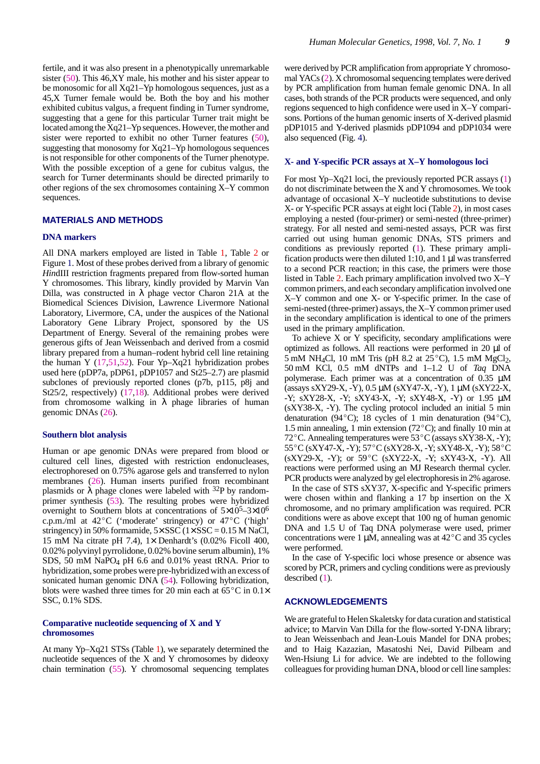fertile, and it was also present in a phenotypically unremarkable sister (50). This 46,XY male, his mother and his sister appear to be monosomic for all Xq21–Yp homologous sequences, just as a 45,X Turner female would be. Both the boy and his mother exhibited cubitus valgus, a frequent finding in Turner syndrome, suggesting that a gene for this particular Turner trait might be located among the Xq21–Yp sequences. However, the mother and sister were reported to exhibit no other Turner features (50), suggesting that monosomy for Xq21–Yp homologous sequences is not responsible for other components of the Turner phenotype. With the possible exception of a gene for cubitus valgus, the search for Turner determinants should be directed primarily to other regions of the sex chromosomes containing X–Y common sequences.

## MATERIALS AND METHODS

### DNA markers

All DNA markers employed are listed in Table 1, Table 2 or Figure 1. Most of these probes derived from a library of genomic *Hin*dIII restriction fragments prepared from flow-sorted human Y chromosomes. This library, kindly provided by Marvin Van Dilla, was constructed in λ phage vector Charon 21A at the Biomedical Sciences Division, Lawrence Livermore National Laboratory, Livermore, CA, under the auspices of the National Laboratory Gene Library Project, sponsored by the US Department of Energy. Several of the remaining probes were generous gifts of Jean Weissenbach and derived from a cosmid library prepared from a human–rodent hybrid cell line retaining the human Y (17,51,52). Four Yp–Xq21 hybridization probes used here (pDP7a, pDP61, pDP1057 and St25–2.7) are plasmid subclones of previously reported clones (p7b, p115, p8j and St25/2, respectively) (17,18). Additional probes were derived from chromosome walking in λ phage libraries of human genomic DNAs (26).

### Southern blot analysis

Human or ape genomic DNAs were prepared from blood or cultured cell lines, digested with restriction endonucleases, electrophoresed on 0.75% agarose gels and transferred to nylon membranes (26). Human inserts purified from recombinant plasmids or λ phage clones were labeled with $^{32}$P by random-primer synthesis (53). The resulting probes were hybridized overnight to Southern blots at concentrations of $5\times10^5$–$3\times10^6$ c.p.m./ml at 42°C ('moderate' stringency) or 47°C ('high' stringency) in 50% formamide, 5× SSC (1× SSC = 0.15 M NaCl, 15 mM Na citrate pH 7.4), 1× Denhardt's (0.02% Ficoll 400, 0.02% polyvinyl pyrrolidone, 0.02% bovine serum albumin), 1% SDS, 50 mM $NaPO_4$ pH 6.6 and 0.01% yeast tRNA. Prior to hybridization, some probes were pre-hybridized with an excess of sonicated human genomic DNA (54). Following hybridization, blots were washed three times for 20 min each at 65°C in 0.1× SSC, 0.1% SDS.

### Comparative nucleotide sequencing of X and Y chromosomes

At many Yp–Xq21 STSs (Table 1), we separately determined the nucleotide sequences of the X and Y chromosomes by dideoxy chain termination (55). Y chromosomal sequencing templates were derived by PCR amplification from appropriate Y chromosomal YACs (2). X chromosomal sequencing templates were derived by PCR amplification from human female genomic DNA. In all cases, both strands of the PCR products were sequenced, and only regions sequenced to high confidence were used in X–Y comparisons. Portions of the human genomic inserts of X-derived plasmid pDP1015 and Y-derived plasmids pDP1094 and pDP1034 were also sequenced (Fig. 4).

### X- and Y-specific PCR assays at X–Y homologous loci

For most Yp–Xq21 loci, the previously reported PCR assays (1) do not discriminate between the X and Y chromosomes. We took advantage of occasional X–Y nucleotide substitutions to devise X- or Y-specific PCR assays at eight loci (Table 2), in most cases employing a nested (four-primer) or semi-nested (three-primer) strategy. For all nested and semi-nested assays, PCR was first carried out using human genomic DNAs, STS primers and conditions as previously reported (1). These primary amplification products were then diluted 1:10, and 1 µl was transferred to a second PCR reaction; in this case, the primers were those listed in Table 2. Each primary amplification involved two X–Y common primers, and each secondary amplification involved one X–Y common and one X- or Y-specific primer. In the case of semi-nested (three-primer) assays, the X–Y common primer used in the secondary amplification is identical to one of the primers used in the primary amplification.

To achieve X or Y specificity, secondary amplifications were optimized as follows. All reactions were performed in 20 µl of 5 mM $NH_4Cl$, 10 mM Tris (pH 8.2 at 25°C), 1.5 mM $MgCl_2$, 50 mM KCl, 0.5 mM dNTPs and 1–1.2 U of *Taq* DNA polymerase. Each primer was at a concentration of 0.35 µM (assays sXY29-X, -Y), 0.5 µM (sXY47-X, -Y), 1 µM (sXY22-X, -Y; sXY28-X, -Y; sXY43-X, -Y; sXY48-X, -Y) or 1.95 µM (sXY38-X, -Y). The cycling protocol included an initial 5 min denaturation (94°C); 18 cycles of 1 min denaturation (94°C), 1.5 min annealing, 1 min extension (72°C); and finally 10 min at 72°C. Annealing temperatures were 53°C (assays sXY38-X, -Y); 55°C (sXY47-X, -Y); 57°C (sXY28-X, -Y; sXY48-X, -Y); 58°C (sXY29-X, -Y); or 59°C (sXY22-X, -Y; sXY43-X, -Y). All reactions were performed using an MJ Research thermal cycler. PCR products were analyzed by gel electrophoresis in 2% agarose.

In the case of STS sXY37, X-specific and Y-specific primers were chosen within and flanking a 17 bp insertion on the X chromosome, and no primary amplification was required. PCR conditions were as above except that 100 ng of human genomic DNA and 1.5 U of Taq DNA polymerase were used, primer concentrations were 1 µM, annealing was at 42°C and 35 cycles were performed.

In the case of Y-specific loci whose presence or absence was scored by PCR, primers and cycling conditions were as previously described (1).

## ACKNOWLEDGEMENTS

We are grateful to Helen Skaletsky for data curation and statistical advice; to Marvin Van Dilla for the flow-sorted Y-DNA library; to Jean Weissenbach and Jean-Louis Mandel for DNA probes; and to Haig Kazazian, Masatoshi Nei, David Pilbeam and Wen-Hsiung Li for advice. We are indebted to the following colleagues for providing human DNA, blood or cell line samples: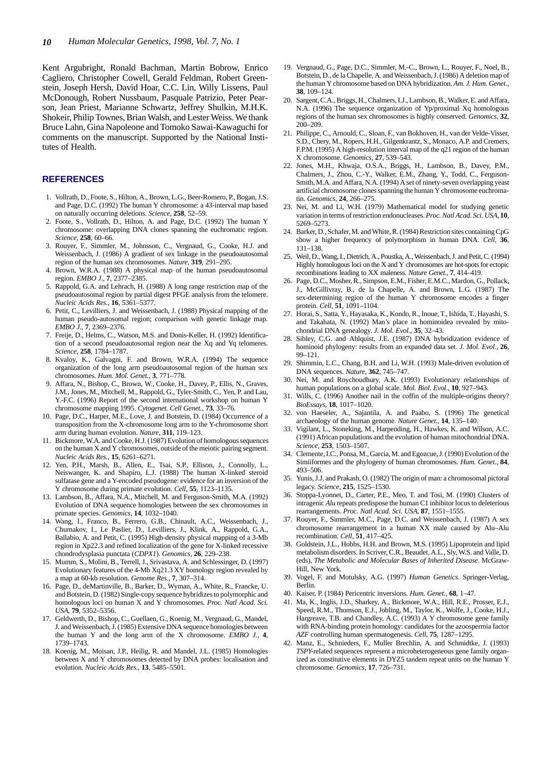Kent Argubright, Ronald Bachman, Martin Bobrow, Enrico Cagliero, Christopher Cowell, Gerald Feldman, Robert Greenstein, Joseph Hersh, David Hoar, C.C. Lin, Willy Lissens, Paul McDonough, Robert Nussbaum, Pasquale Patrizio, Peter Pearson, Jean Priest, Marianne Schwartz, Jeffrey Shulkin, M.H.K. Shokeir, Philip Townes, Brian Walsh, and Lester Weiss. We thank Bruce Lahn, Gina Napoleone and Tomoko Sawai-Kawaguchi for comments on the manuscript. Supported by the National Institutes of Health.

## REFERENCES

1. Vollrath, D., Foote, S., Hilton, A., Brown, L.G., Beer-Romero, P., Bogan, J.S. and Page, D.C. (1992) The human Y chromosome: a 43-interval map based on naturally occurring deletions. *Science*, **258**, 52–59.
2. Foote, S., Vollrath, D., Hilton, A. and Page, D.C. (1992) The human Y chromosome: overlapping DNA clones spanning the euchromatic region. *Science*, **258**, 60–66.
3. Rouyer, F., Simmler, M., Johnsson, C., Vergnaud, G., Cooke, H.J. and Weissenbach, J. (1986) A gradient of sex linkage in the pseudoautosomal region of the human sex chromosomes. *Nature*, **319**, 291–295.
4. Brown, W.R.A. (1988) A physical map of the human pseudoautosomal region. *EMBO J.*, **7**, 2377–2385.
5. Rappold, G.A. and Lehrach, H. (1988) A long range restriction map of the pseudoautosomal region by partial digest PFGE analysis from the telomere. *Nucleic Acids Res.*, **16**, 5361–5377.
6. Petit, C., Levilliers, J. and Weissenbach, J. (1988) Physical mapping of the human pseudo-autosomal region; comparison with genetic linkage map. *EMBO J.*, **7**, 2369–2376.
7. Freije, D., Helms, C., Watson, M.S. and Donis-Keller, H. (1992) Identification of a second pseudoautosomal region near the Xq and Yq telomeres. *Science*, **258**, 1784–1787.
8. Kvaloy, K., Galvagni, F. and Brown, W.R.A. (1994) The sequence organization of the long arm pseudoautosomal region of the human sex chromosomes. *Hum. Mol. Genet.*, **3**, 771–778.
9. Affara, N., Bishop, C., Brown, W., Cooke, H., Davey, P., Ellis, N., Graves, J.M., Jones, M., Mitchell, M., Rappold, G., Tyler-Smith, C., Yen, P. and Lau, Y.-F.C. (1996) Report of the second international workshop on human Y chromosome mapping 1995. *Cytogenet. Cell Genet.*, **73**, 33–76.
10. Page, D.C., Harper, M.E., Love, J. and Botstein, D. (1984) Occurrence of a transposition from the X-chromosome long arm to the Y-chromosome short arm during human evolution. *Nature*, **311**, 119–123.
11. Bickmore, W.A. and Cooke, H.J. (1987) Evolution of homologous sequences on the human X and Y chromosomes, outside of the meiotic pairing segment. *Nucleic Acids Res.*, **15**, 6261–6271.
12. Yen, P.H., Marsh, B., Allen, E., Tsai, S.P., Ellison, J., Connolly, L., Neiswanger, K. and Shapiro, L.J. (1988) The human X-linked steroid sulfatase gene and a Y-encoded pseudogene: evidence for an inversion of the Y chromosome during primate evolution. *Cell*, **55**, 1123–1135.
13. Lambson, B., Affara, N.A., Mitchell, M. and Ferguson-Smith, M.A. (1992) Evolution of DNA sequence homologies between the sex chromosomes in primate species. *Genomics*, **14**, 1032–1040.
14. Wang, I., Franco, B., Ferrero, G.B., Chinault, A.C., Weissenbach, J., Chumakov, I., Le Paslier, D., Levilliers, J., Klink, A., Rappold, G.A., Ballabio, A. and Petit, C. (1995) High-density physical mapping of a 3-Mb region in Xp22.3 and refined localization of the gene for X-linked recessive chondrodysplasia punctata (*CDPX1*). *Genomics*, **26**, 229–238.
15. Mumm, S., Molini, B., Terrell, J., Srivastava, A. and Schlessinger, D. (1997) Evolutionary features of the 4-Mb Xq21.3 XY homology region revealed by a map at 60-kb resolution. *Genome Res.*, **7**, 307–314.
16. Page, D., deMartinville, B., Barker, D., Wyman, A., White, R., Francke, U. and Botstein, D. (1982) Single-copy sequence hybridizes to polymorphic and homologous loci on human X and Y chromosomes. *Proc. Natl Acad. Sci. USA*, **79**, 5352–5356.
17. Geldwerth, D., Bishop, C., Guellaen, G., Koenig, M., Vergnaud, G., Mandel, J. and Weissenbach, J. (1985) Extensive DNA sequence homologies between the human Y and the long arm of the X chromosome. *EMBO J.*, **4**, 1739–1743.
18. Koenig, M., Moisan, J.P., Heilig, R. and Mandel, J.L. (1985) Homologies between X and Y chromosomes detected by DNA probes: localisation and evolution. *Nucleic Acids Res.*, **13**, 5485–5501.
19. Vergnaud, G., Page, D.C., Simmler, M.-C., Brown, L., Rouyer, F., Noel, B., Botstein, D., de la Chapelle, A. and Weissenbach, J. (1986) A deletion map of the human Y chromosome based on DNA hybridization. *Am. J. Hum. Genet.*, **38**, 109–124.
20. Sargent, C.A., Briggs, H., Chalmers, I.J., Lambson, B., Walker, E. and Affara, N.A. (1996) The sequence organization of Yp/proximal Xq homologous regions of the human sex chromosomes is highly conserved. *Genomics*, **32**, 200–209.
21. Philippe, C., Arnould, C., Sloan, F., van Bokhoven, H., van der Velde-Visser, S.D., Chery, M., Ropers, H.H., Gilgenkrantz, S., Monaco, A.P. and Cremers, F.P.M. (1995) A high-resolution interval map of the q21 region of the human X chromosome. *Genomics*, **27**, 539–543.
22. Jones, M.H., Khwaja, O.S.A., Briggs, H., Lambson, B., Davey, P.M., Chalmers, J., Zhou, C.-Y., Walker, E.M., Zhang, Y., Todd, C., Ferguson-Smith, M.A. and Affara, N.A. (1994) A set of ninety-seven overlapping yeast artificial chromosome clones spanning the human Y chromosome euchromatin. *Genomics*, **24**, 266–275.
23. Nei, M. and Li, W.H. (1979) Mathematical model for studying genetic variation in terms of restriction endonucleases. *Proc. Natl Acad. Sci. USA*, **10**, 5269–5273.
24. Barker, D., Schafer, M. and White, R. (1984) Restriction sites containing CpG show a higher frequency of polymorphism in human DNA. *Cell*, **36**, 131–138.
25. Weil, D., Wang, I., Dietrich, A., Poustka, A., Weissenbach, J. and Petit, C. (1994) Highly homologous loci on the X and Y chromosomes are hot-spots for ectopic recombinations leading to XX maleness. *Nature Genet.*, **7**, 414–419.
26. Page, D.C., Mosher, R., Simpson, E.M., Fisher, E.M.C., Mardon, G., Pollack, J., McGillivray, B., de la Chapelle, A. and Brown, L.G. (1987) The sex-determining region of the human Y chromosome encodes a finger protein. *Cell*, **51**, 1091–1104.
27. Horai, S., Satta, Y., Hayasaka, K., Kondo, R., Inoue, T., Ishida, T., Hayashi, S. and Takahata, N. (1992) Man's place in hominoidea revealed by mitochondrial DNA genealogy. *J. Mol. Evol.*, **35**, 32–43.
28. Sibley, C.G. and Ahlquist, J.E. (1987) DNA hybridization evidence of hominoid phylogeny: results from an expanded data set. *J. Mol. Evol.*, **26**, 99–121.
29. Shimmin, L.C., Chang, B.H. and Li, W.H. (1993) Male-driven evolution of DNA sequences. *Nature*, **362**, 745–747.
30. Nei, M. and Roychoudhury, A.K. (1993) Evolutionary relationships of human populations on a global scale. *Mol. Biol. Evol.*, **10**, 927–943.
31. Wills, C. (1996) Another nail in the coffin of the multiple-origins theory? *BioEssays*, **18**, 1017–1020.
32. von Haeseler, A., Sajantila, A. and Paabo, S. (1996) The genetical archaeology of the human genome. *Nature Genet.*, **14**, 135–140.
33. Vigilant, L., Stoneking, M., Harpending, H., Hawkes, K. and Wilson, A.C. (1991) African populations and the evolution of human mitochondrial DNA. *Science*, **253**, 1503–1507.
34. Clemente, I.C., Ponsa, M., Garcia, M. and Egozcue, J. (1990) Evolution of the Simiiformes and the phylogeny of human chromosomes. *Hum. Genet.*, **84**, 493–506.
35. Yunis, J.J. and Prakash, O. (1982) The origin of man: a chromosomal pictoral legacy. *Science*, **215**, 1525–1530.
36. Stoppa-Lyonnet, D., Carter, P.E., Meo, T. and Tosi, M. (1990) Clusters of intragenic *Alu* repeats predispose the human C1 inhibitor locus to deleterious rearrangements. *Proc. Natl Acad. Sci. USA*, **87**, 1551–1555.
37. Rouyer, F., Simmler, M.C., Page, D.C. and Weissenbach, J. (1987) A sex chromosome rearrangement in a human XX male caused by Alu–Alu recombination. *Cell*, **51**, 417–425.
38. Goldstein, J.L., Hobbs, H.H. and Brown, M.S. (1995) Lipoprotein and lipid metabolism disorders. In Scriver, C.R., Beaudet, A.L., Sly, W.S. and Valle, D. (eds), *The Metabolic and Molecular Bases of Inherited Disease*. McGraw-Hill, New York.
39. Vogel, F. and Motulsky, A.G. (1997) *Human Genetics*. Springer-Verlag, Berlin.
40. Kaiser, P. (1984) Pericentric inversions. *Hum. Genet.*, **68**, 1–47.
41. Ma, K., Inglis, J.D., Sharkey, A., Bickmore, W.A., Hill, R.E., Prosser, E.J., Speed, R.M., Thomson, E.J., Jobling, M., Taylor, K., Wolfe, J., Cooke, H.J., Hargreave, T.B. and Chandley, A.C. (1993) A Y chromosome gene family with RNA-binding protein homology: candidates for the azoospermia factor *AZF* controlling human spermatogenesis. *Cell*, **75**, 1287–1295.
42. Manz, E., Schnieders, F., Muller Brechlin, A. and Schmidtke, J. (1993) *TSPY*-related sequences represent a microheterogeneous gene family organized as constitutive elements in DYZ5 tandem repeat units on the human Y chromosome. *Genomics*, **17**, 726–731.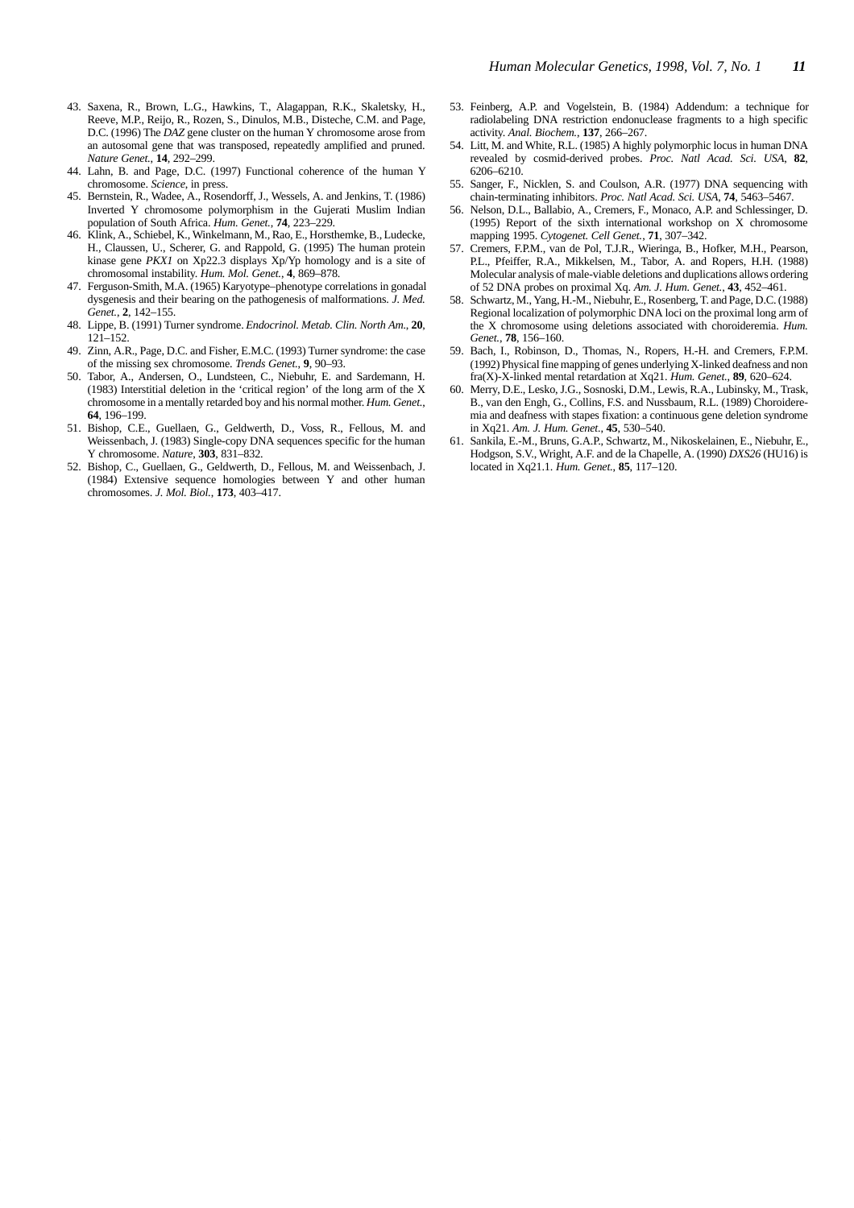43. Saxena, R., Brown, L.G., Hawkins, T., Alagappan, R.K., Skaletsky, H., Reeve, M.P., Reijo, R., Rozen, S., Dinulos, M.B., Disteche, C.M. and Page, D.C. (1996) The *DAZ* gene cluster on the human Y chromosome arose from an autosomal gene that was transposed, repeatedly amplified and pruned. *Nature Genet.*, **14**, 292–299.
44. Lahn, B. and Page, D.C. (1997) Functional coherence of the human Y chromosome. *Science*, in press.
45. Bernstein, R., Wadee, A., Rosendorff, J., Wessels, A. and Jenkins, T. (1986) Inverted Y chromosome polymorphism in the Gujerati Muslim Indian population of South Africa. *Hum. Genet.*, **74**, 223–229.
46. Klink, A., Schiebel, K., Winkelmann, M., Rao, E., Horsthemke, B., Ludecke, H., Claussen, U., Scherer, G. and Rappold, G. (1995) The human protein kinase gene *PKX1* on Xp22.3 displays Xp/Yp homology and is a site of chromosomal instability. *Hum. Mol. Genet.*, **4**, 869–878.
47. Ferguson-Smith, M.A. (1965) Karyotype–phenotype correlations in gonadal dysgenesis and their bearing on the pathogenesis of malformations. *J. Med. Genet.*, **2**, 142–155.
48. Lippe, B. (1991) Turner syndrome. *Endocrinol. Metab. Clin. North Am.*, **20**, 121–152.
49. Zinn, A.R., Page, D.C. and Fisher, E.M.C. (1993) Turner syndrome: the case of the missing sex chromosome. *Trends Genet.*, **9**, 90–93.
50. Tabor, A., Andersen, O., Lundsteen, C., Niebuhr, E. and Sardemann, H. (1983) Interstitial deletion in the 'critical region' of the long arm of the X chromosome in a mentally retarded boy and his normal mother. *Hum. Genet.*, **64**, 196–199.
51. Bishop, C.E., Guellaen, G., Geldwerth, D., Voss, R., Fellous, M. and Weissenbach, J. (1983) Single-copy DNA sequences specific for the human Y chromosome. *Nature*, **303**, 831–832.
52. Bishop, C., Guellaen, G., Geldwerth, D., Fellous, M. and Weissenbach, J. (1984) Extensive sequence homologies between Y and other human chromosomes. *J. Mol. Biol.*, **173**, 403–417.
53. Feinberg, A.P. and Vogelstein, B. (1984) Addendum: a technique for radiolabeling DNA restriction endonuclease fragments to a high specific activity. *Anal. Biochem.*, **137**, 266–267.
54. Litt, M. and White, R.L. (1985) A highly polymorphic locus in human DNA revealed by cosmid-derived probes. *Proc. Natl Acad. Sci. USA*, **82**, 6206–6210.
55. Sanger, F., Nicklen, S. and Coulson, A.R. (1977) DNA sequencing with chain-terminating inhibitors. *Proc. Natl Acad. Sci. USA*, **74**, 5463–5467.
56. Nelson, D.L., Ballabio, A., Cremers, F., Monaco, A.P. and Schlessinger, D. (1995) Report of the sixth international workshop on X chromosome mapping 1995. *Cytogenet. Cell Genet.*, **71**, 307–342.
57. Cremers, F.P.M., van de Pol, T.J.R., Wieringa, B., Hofker, M.H., Pearson, P.L., Pfeiffer, R.A., Mikkelsen, M., Tabor, A. and Ropers, H.H. (1988) Molecular analysis of male-viable deletions and duplications allows ordering of 52 DNA probes on proximal Xq. *Am. J. Hum. Genet.*, **43**, 452–461.
58. Schwartz, M., Yang, H.-M., Niebuhr, E., Rosenberg, T. and Page, D.C. (1988) Regional localization of polymorphic DNA loci on the proximal long arm of the X chromosome using deletions associated with choroideremia. *Hum. Genet.*, **78**, 156–160.
59. Bach, I., Robinson, D., Thomas, N., Ropers, H.-H. and Cremers, F.P.M. (1992) Physical fine mapping of genes underlying X-linked deafness and non fra(X)-X-linked mental retardation at Xq21. *Hum. Genet.*, **89**, 620–624.
60. Merry, D.E., Lesko, J.G., Sosnoski, D.M., Lewis, R.A., Lubinsky, M., Trask, B., van den Engh, G., Collins, F.S. and Nussbaum, R.L. (1989) Choroideremia and deafness with stapes fixation: a continuous gene deletion syndrome in Xq21. *Am. J. Hum. Genet.*, **45**, 530–540.
61. Sankila, E.-M., Bruns, G.A.P., Schwartz, M., Nikoskelainen, E., Niebuhr, E., Hodgson, S.V., Wright, A.F. and de la Chapelle, A. (1990) *DXS26* (HU16) is located in Xq21.1. *Hum. Genet.*, **85**, 117–120.